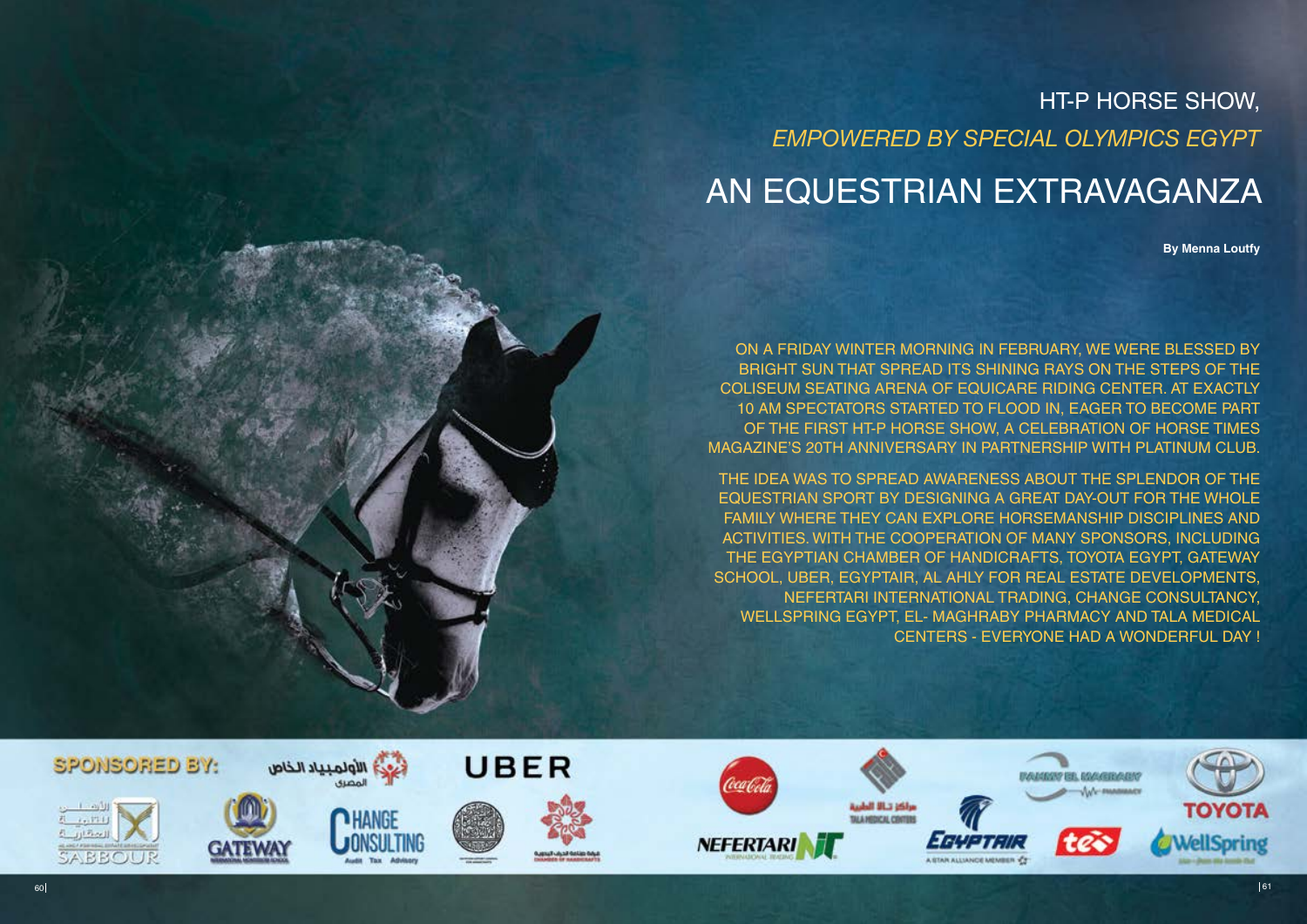# HT-P HORSE SHOW,

## *EMPOWERED BY SPECIAL OLYMPICS EGYPT*

# AN EQUESTRIAN EXTRAVAGANZA

**By Menna Loutfy**

ON A FRIDAY WINTER MORNING IN FEBRUARY, WE WERE BLESSED BY BRIGHT SUN THAT SPREAD ITS SHINING RAYS ON THE STEPS OF THE COLISEUM SEATING ARENA OF EQUICARE RIDING CENTER. AT EXACTLY 10 AM SPECTATORS STARTED TO FLOOD IN, EAGER TO BECOME PART OF THE FIRST HT-P HORSE SHOW, A CELEBRATION OF HORSE TIMES MAGAZINE'S 20TH ANNIVERSARY IN PARTNERSHIP WITH PLATINUM CLUB.

THE IDEA WAS TO SPREAD AWARENESS ABOUT THE SPLENDOR OF THE EQUESTRIAN SPORT BY DESIGNING A GREAT DAY-OUT FOR THE WHOLE FAMILY WHERE THEY CAN EXPLORE HORSEMANSHIP DISCIPLINES AND ACTIVITIES. WITH THE COOPERATION OF MANY SPONSORS, INCLUDING THE EGYPTIAN CHAMBER OF HANDICRAFTS, TOYOTA EGYPT, GATEWAY SCHOOL, UBER, EGYPTAIR, AL AHLY FOR REAL ESTATE DEVELOPMENTS, NEFERTARI INTERNATIONAL TRADING, CHANGE CONSULTANCY, WELLSPRING EGYPT, EL- MAGHRABY PHARMACY AND TALA MEDICAL CENTERS - EVERYONE HAD A WONDERFUL DAY !

**SPONSORED BY:**

الأولمبياد الخاص المصري | UBER | Coca-Cola | مراكز تالا الطبية TALA MEDICAL CENTERS | FAHMY EL MAGHRABY PHARMACY | TOYOTA | الأهلي للتنمية العقارية SABBOUR | GATEWAY | CHANGE CONSULTING Audit Tax Advisory | غرفة صناعة الحرف اليدوية CHAMBER OF HANDICRAFTS | NEFERTARI INTERNATIONAL TRADING | EGYPTAIR A STAR ALLIANCE MEMBER | te | WellSpring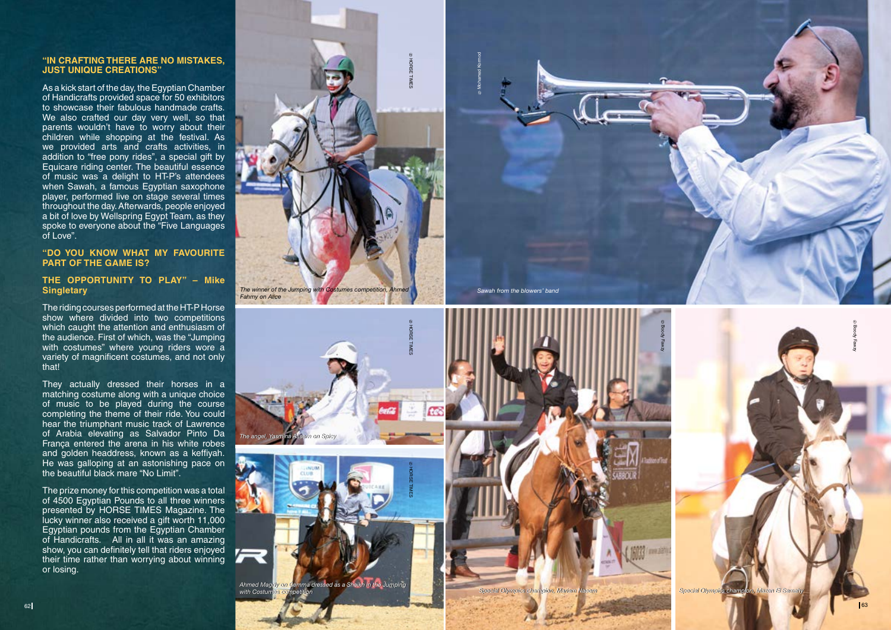### "IN CRAFTING THERE ARE NO MISTAKES, JUST UNIQUE CREATIONS"

As a kick start of the day, the Egyptian Chamber of Handicrafts provided space for 50 exhibitors to showcase their fabulous handmade crafts. We also crafted our day very well, so that parents wouldn't have to worry about their children while shopping at the festival. As we provided arts and crafts activities, in addition to "free pony rides", a special gift by Equicare riding center. The beautiful essence of music was a delight to HT-P's attendees when Sawah, a famous Egyptian saxophone player, performed live on stage several times throughout the day. Afterwards, people enjoyed a bit of love by Wellspring Egypt Team, as they spoke to everyone about the "Five Languages of Love".

### "DO YOU KNOW WHAT MY FAVOURITE PART OF THE GAME IS?

### THE OPPORTUNITY TO PLAY" – Mike Singletary

The riding courses performed at the HT-P Horse show where divided into two competitions which caught the attention and enthusiasm of the audience. First of which, was the "Jumping with costumes" where young riders wore a variety of magnificent costumes, and not only that!

They actually dressed their horses in a matching costume along with a unique choice of music to be played during the course completing the theme of their ride. You could hear the triumphant music track of Lawrence of Arabia elevating as Salvador Pinto Da França entered the arena in his white robes and golden headdress, known as a keffiyah. He was galloping at an astonishing pace on the beautiful black mare "No Limit".

The prize money for this competition was a total of 4500 Egyptian Pounds to all three winners presented by HORSE TIMES Magazine. The lucky winner also received a gift worth 11,000 Egyptian pounds from the Egyptian Chamber of Handicrafts. All in all it was an amazing show, you can definitely tell that riders enjoyed their time rather than worrying about winning or losing.

*The winner of the Jumping with Costumes competition, Ahmed Fahmy on Alice*

*Sawah from the blowers' band*

*The angel, Yasmina Assem on Spicy*

*Ahmed Magdy on Gemma dressed as a Sheikh in the Jumping with Costumes competition*

*Special Olympics champion, Mariam Nagem*

*Special Olympics champion, Mazen El Samahy*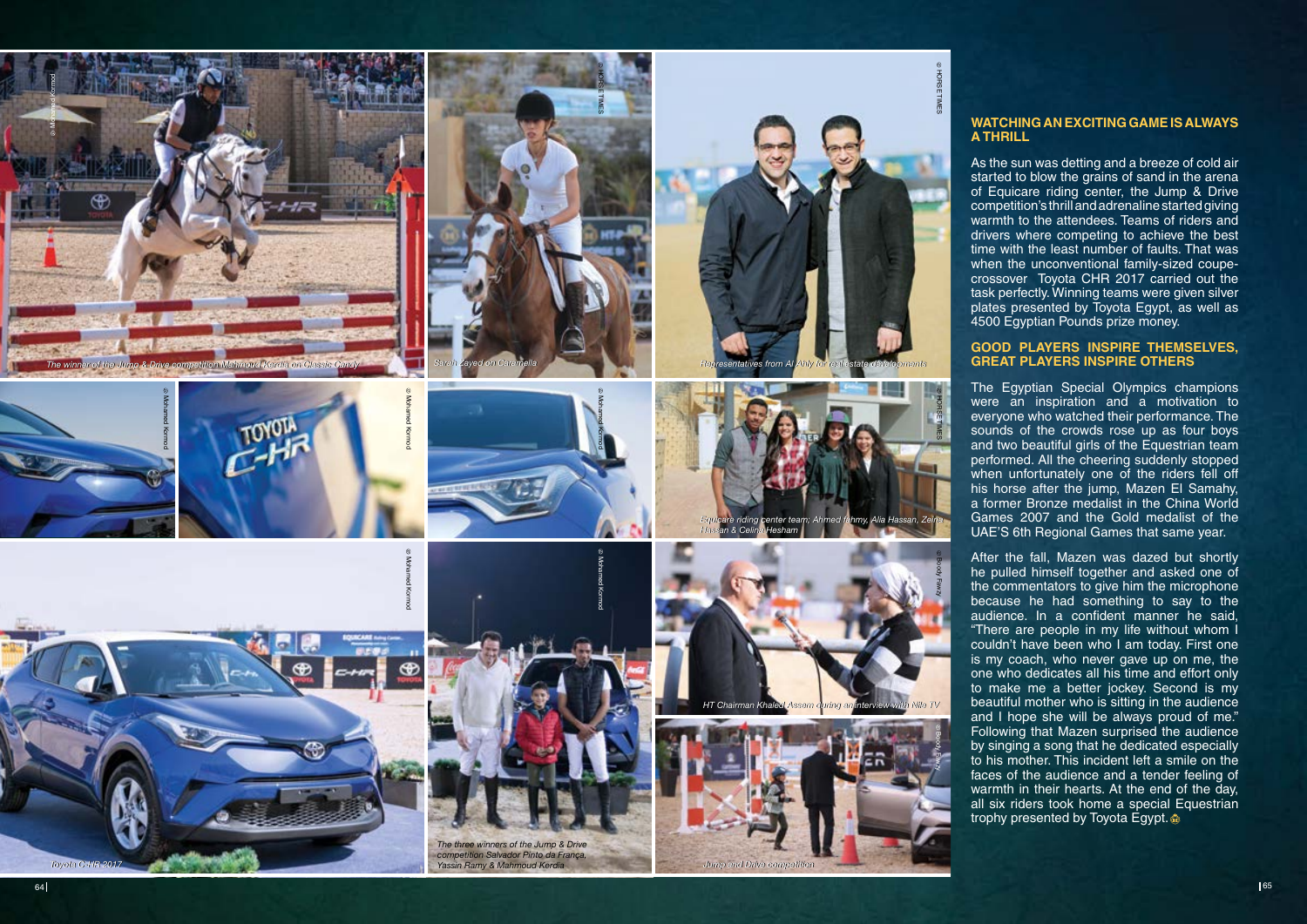The winner of the Jump & Drive competition Mahmoud Kerdia on Classic Candy

Sarah Zayed on Caramella

Representatives from Al Ahly for real estate developments

Equicare riding center team; Ahmed fahmy, Alia Hassan, Zeina Hassan & Celina Hesham

HT Chairman Khaled Assem during an interview with Nile TV

Toyota C-HR 2017

The three winners of the Jump & Drive competition Salvador Pinto da França, Yassin Ramy & Mahmoud Kerdia

Jump and Drive competition

## WATCHING AN EXCITING GAME IS ALWAYS A THRILL

As the sun was detting and a breeze of cold air started to blow the grains of sand in the arena of Equicare riding center, the Jump & Drive competition's thrill and adrenaline started giving warmth to the attendees. Teams of riders and drivers where competing to achieve the best time with the least number of faults. That was when the unconventional family-sized coupe-crossover Toyota CHR 2017 carried out the task perfectly. Winning teams were given silver plates presented by Toyota Egypt, as well as 4500 Egyptian Pounds prize money.

## GOOD PLAYERS INSPIRE THEMSELVES, GREAT PLAYERS INSPIRE OTHERS

The Egyptian Special Olympics champions were an inspiration and a motivation to everyone who watched their performance. The sounds of the crowds rose up as four boys and two beautiful girls of the Equestrian team performed. All the cheering suddenly stopped when unfortunately one of the riders fell off his horse after the jump, Mazen El Samahy, a former Bronze medalist in the China World Games 2007 and the Gold medalist of the UAE'S 6th Regional Games that same year.

After the fall, Mazen was dazed but shortly he pulled himself together and asked one of the commentators to give him the microphone because he had something to say to the audience. In a confident manner he said, "There are people in my life without whom I couldn't have been who I am today. First one is my coach, who never gave up on me, the one who dedicates all his time and effort only to make me a better jockey. Second is my beautiful mother who is sitting in the audience and I hope she will be always proud of me." Following that Mazen surprised the audience by singing a song that he dedicated especially to his mother. This incident left a smile on the faces of the audience and a tender feeling of warmth in their hearts. At the end of the day, all six riders took home a special Equestrian trophy presented by Toyota Egypt.